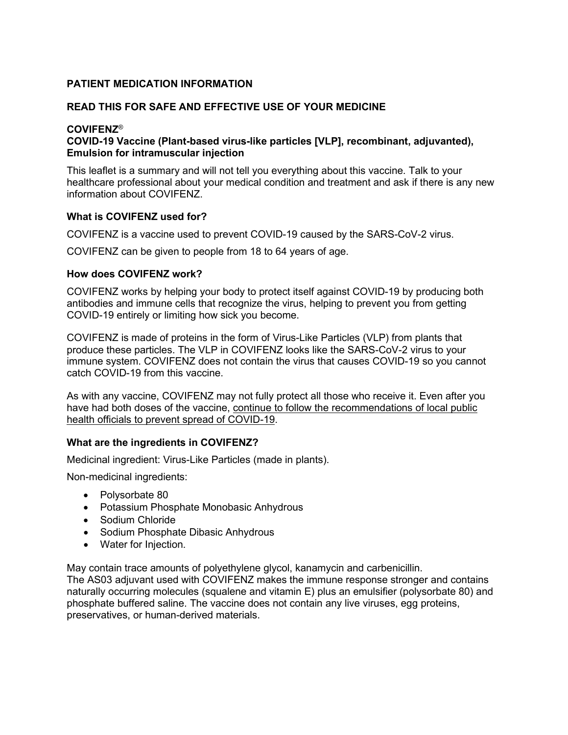**PATIENT MEDICATION INFORMATION**

**READ THIS FOR SAFE AND EFFECTIVE USE OF YOUR MEDICINE**

**COVIFENZ®**
**COVID-19 Vaccine (Plant-based virus-like particles [VLP], recombinant, adjuvanted), Emulsion for intramuscular injection**

This leaflet is a summary and will not tell you everything about this vaccine. Talk to your healthcare professional about your medical condition and treatment and ask if there is any new information about COVIFENZ.

**What is COVIFENZ used for?**

COVIFENZ is a vaccine used to prevent COVID-19 caused by the SARS-CoV-2 virus.

COVIFENZ can be given to people from 18 to 64 years of age.

**How does COVIFENZ work?**

COVIFENZ works by helping your body to protect itself against COVID-19 by producing both antibodies and immune cells that recognize the virus, helping to prevent you from getting COVID-19 entirely or limiting how sick you become.

COVIFENZ is made of proteins in the form of Virus-Like Particles (VLP) from plants that produce these particles. The VLP in COVIFENZ looks like the SARS-CoV-2 virus to your immune system. COVIFENZ does not contain the virus that causes COVID-19 so you cannot catch COVID-19 from this vaccine.

As with any vaccine, COVIFENZ may not fully protect all those who receive it. Even after you have had both doses of the vaccine, continue to follow the recommendations of local public health officials to prevent spread of COVID-19.

**What are the ingredients in COVIFENZ?**

Medicinal ingredient: Virus-Like Particles (made in plants).

Non-medicinal ingredients:

- Polysorbate 80
- Potassium Phosphate Monobasic Anhydrous
- Sodium Chloride
- Sodium Phosphate Dibasic Anhydrous
- Water for Injection.

May contain trace amounts of polyethylene glycol, kanamycin and carbenicillin.
The AS03 adjuvant used with COVIFENZ makes the immune response stronger and contains naturally occurring molecules (squalene and vitamin E) plus an emulsifier (polysorbate 80) and phosphate buffered saline. The vaccine does not contain any live viruses, egg proteins, preservatives, or human-derived materials.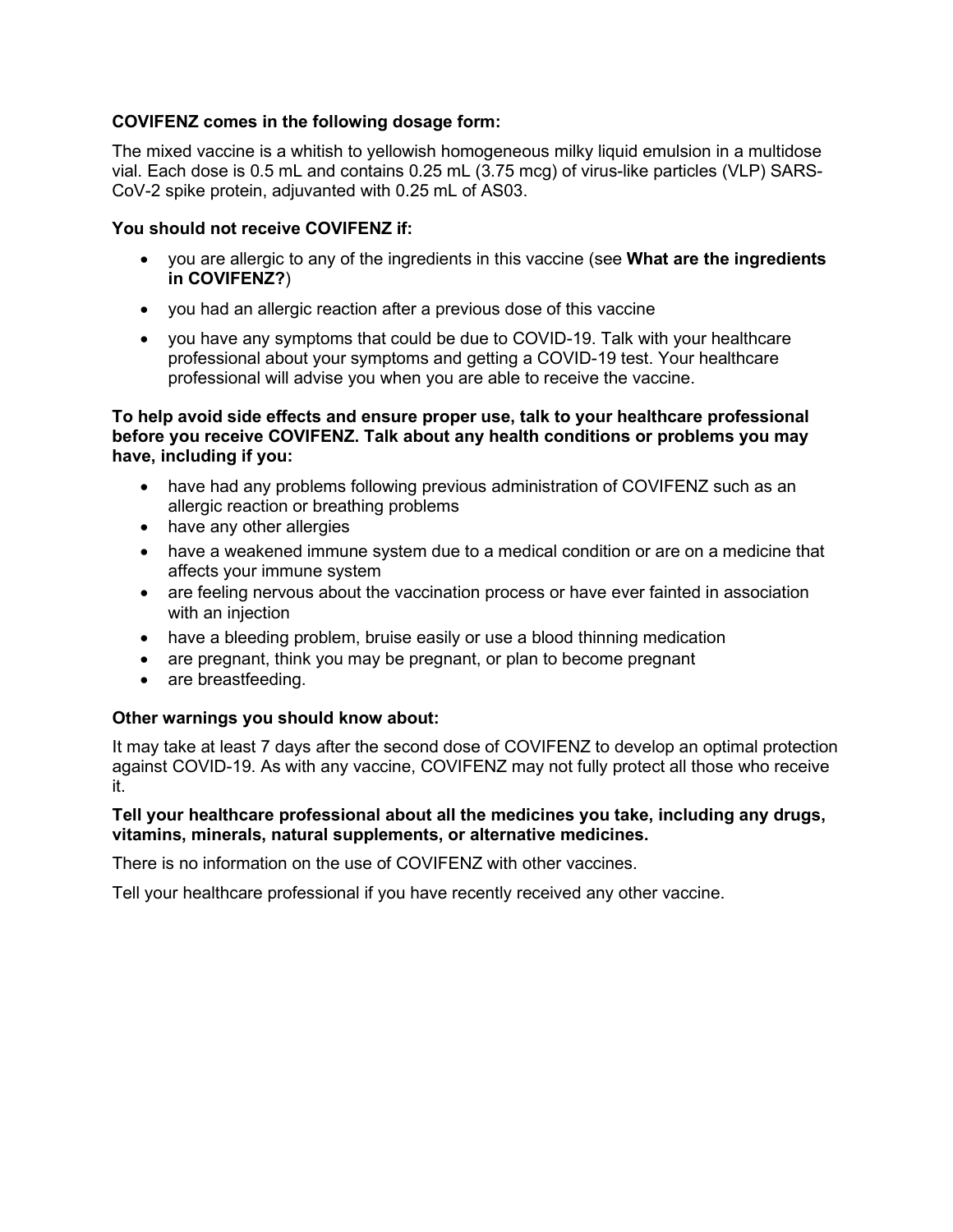**COVIFENZ comes in the following dosage form:**

The mixed vaccine is a whitish to yellowish homogeneous milky liquid emulsion in a multidose vial. Each dose is 0.5 mL and contains 0.25 mL (3.75 mcg) of virus-like particles (VLP) SARS-CoV-2 spike protein, adjuvanted with 0.25 mL of AS03.

**You should not receive COVIFENZ if:**

- you are allergic to any of the ingredients in this vaccine (see **What are the ingredients in COVIFENZ?**)
- you had an allergic reaction after a previous dose of this vaccine
- you have any symptoms that could be due to COVID-19. Talk with your healthcare professional about your symptoms and getting a COVID-19 test. Your healthcare professional will advise you when you are able to receive the vaccine.

**To help avoid side effects and ensure proper use, talk to your healthcare professional before you receive COVIFENZ. Talk about any health conditions or problems you may have, including if you:**

- have had any problems following previous administration of COVIFENZ such as an allergic reaction or breathing problems
- have any other allergies
- have a weakened immune system due to a medical condition or are on a medicine that affects your immune system
- are feeling nervous about the vaccination process or have ever fainted in association with an injection
- have a bleeding problem, bruise easily or use a blood thinning medication
- are pregnant, think you may be pregnant, or plan to become pregnant
- are breastfeeding.

**Other warnings you should know about:**

It may take at least 7 days after the second dose of COVIFENZ to develop an optimal protection against COVID-19. As with any vaccine, COVIFENZ may not fully protect all those who receive it.

**Tell your healthcare professional about all the medicines you take, including any drugs, vitamins, minerals, natural supplements, or alternative medicines.**

There is no information on the use of COVIFENZ with other vaccines.

Tell your healthcare professional if you have recently received any other vaccine.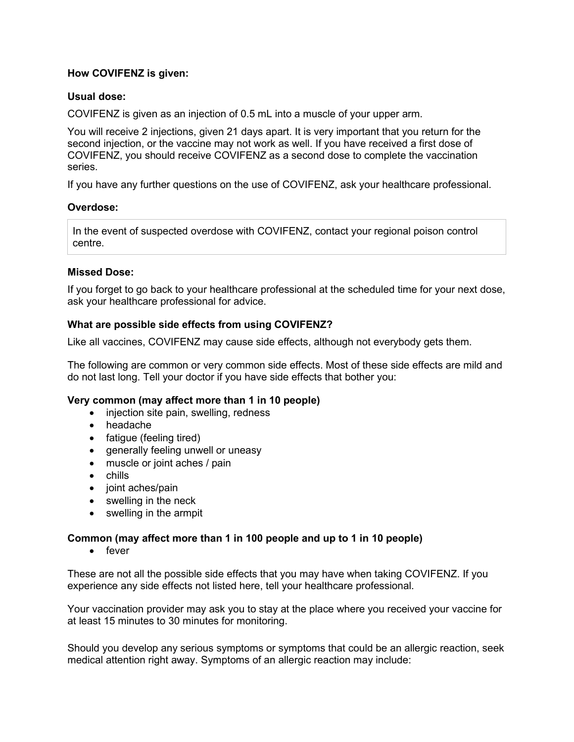**How COVIFENZ is given:**

**Usual dose:**

COVIFENZ is given as an injection of 0.5 mL into a muscle of your upper arm.

You will receive 2 injections, given 21 days apart. It is very important that you return for the second injection, or the vaccine may not work as well. If you have received a first dose of COVIFENZ, you should receive COVIFENZ as a second dose to complete the vaccination series.

If you have any further questions on the use of COVIFENZ, ask your healthcare professional.

**Overdose:**

| In the event of suspected overdose with COVIFENZ, contact your regional poison control centre. |
|---|

**Missed Dose:**

If you forget to go back to your healthcare professional at the scheduled time for your next dose, ask your healthcare professional for advice.

**What are possible side effects from using COVIFENZ?**

Like all vaccines, COVIFENZ may cause side effects, although not everybody gets them.

The following are common or very common side effects. Most of these side effects are mild and do not last long. Tell your doctor if you have side effects that bother you:

**Very common (may affect more than 1 in 10 people)**

- injection site pain, swelling, redness
- headache
- fatigue (feeling tired)
- generally feeling unwell or uneasy
- muscle or joint aches / pain
- chills
- joint aches/pain
- swelling in the neck
- swelling in the armpit

**Common (may affect more than 1 in 100 people and up to 1 in 10 people)**

- fever

These are not all the possible side effects that you may have when taking COVIFENZ. If you experience any side effects not listed here, tell your healthcare professional.

Your vaccination provider may ask you to stay at the place where you received your vaccine for at least 15 minutes to 30 minutes for monitoring.

Should you develop any serious symptoms or symptoms that could be an allergic reaction, seek medical attention right away. Symptoms of an allergic reaction may include: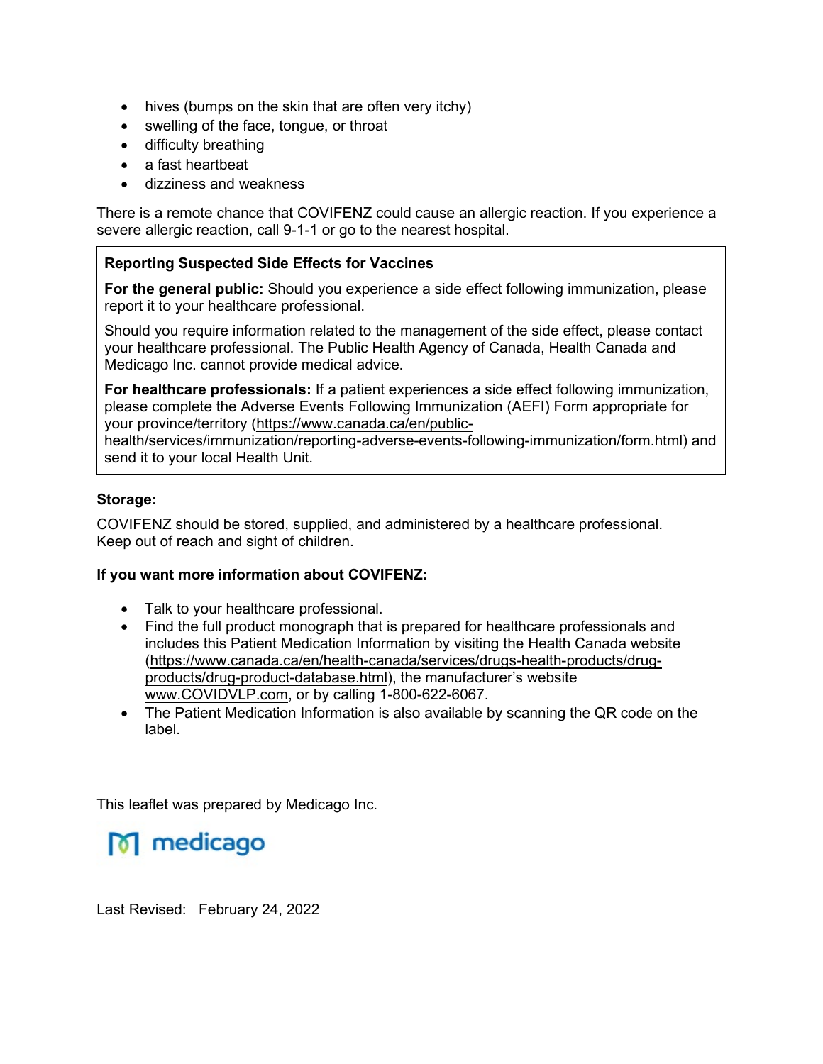- hives (bumps on the skin that are often very itchy)
- swelling of the face, tongue, or throat
- difficulty breathing
- a fast heartbeat
- dizziness and weakness

There is a remote chance that COVIFENZ could cause an allergic reaction. If you experience a severe allergic reaction, call 9-1-1 or go to the nearest hospital.

**Reporting Suspected Side Effects for Vaccines**

**For the general public:** Should you experience a side effect following immunization, please report it to your healthcare professional.

Should you require information related to the management of the side effect, please contact your healthcare professional. The Public Health Agency of Canada, Health Canada and Medicago Inc. cannot provide medical advice.

**For healthcare professionals:** If a patient experiences a side effect following immunization, please complete the Adverse Events Following Immunization (AEFI) Form appropriate for your province/territory (https://www.canada.ca/en/public-health/services/immunization/reporting-adverse-events-following-immunization/form.html) and send it to your local Health Unit.

**Storage:**

COVIFENZ should be stored, supplied, and administered by a healthcare professional.
Keep out of reach and sight of children.

**If you want more information about COVIFENZ:**

- Talk to your healthcare professional.
- Find the full product monograph that is prepared for healthcare professionals and includes this Patient Medication Information by visiting the Health Canada website (https://www.canada.ca/en/health-canada/services/drugs-health-products/drug-products/drug-product-database.html), the manufacturer's website www.COVIDVLP.com, or by calling 1-800-622-6067.
- The Patient Medication Information is also available by scanning the QR code on the label.

This leaflet was prepared by Medicago Inc.

medicago

Last Revised: February 24, 2022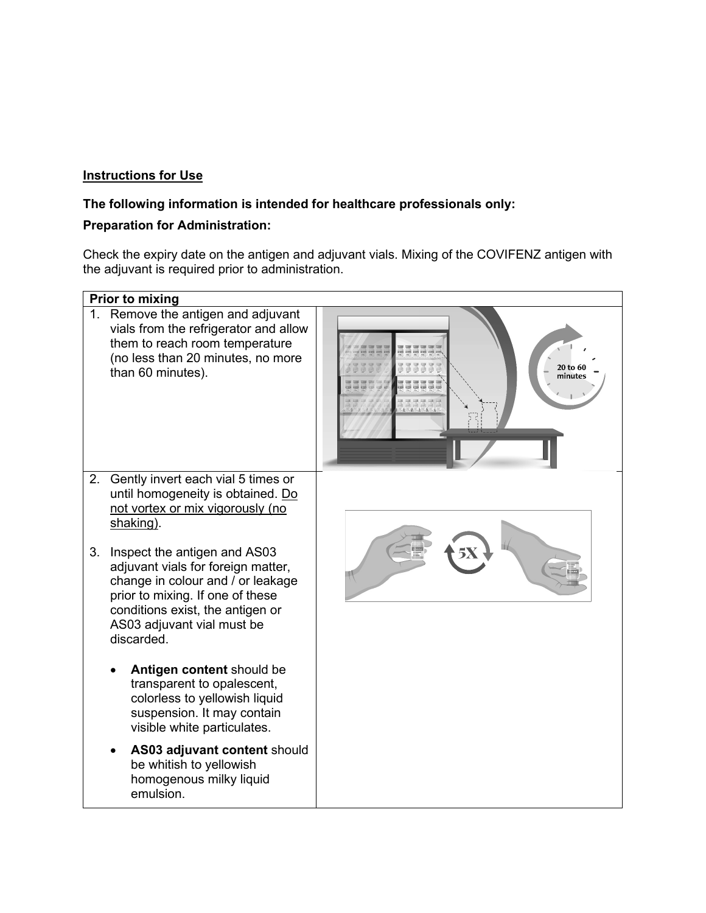**Instructions for Use**

**The following information is intended for healthcare professionals only:**

**Preparation for Administration:**

Check the expiry date on the antigen and adjuvant vials. Mixing of the COVIFENZ antigen with the adjuvant is required prior to administration.

| **Prior to mixing** | |
|---|---|
| 1. Remove the antigen and adjuvant vials from the refrigerator and allow them to reach room temperature (no less than 20 minutes, no more than 60 minutes). | |
| 2. Gently invert each vial 5 times or until homogeneity is obtained. Do not vortex or mix vigorously (no shaking).<br><br>3. Inspect the antigen and AS03 adjuvant vials for foreign matter, change in colour and / or leakage prior to mixing. If one of these conditions exist, the antigen or AS03 adjuvant vial must be discarded.<br><br>• **Antigen content** should be transparent to opalescent, colorless to yellowish liquid suspension. It may contain visible white particulates.<br><br>• **AS03 adjuvant content** should be whitish to yellowish homogenous milky liquid emulsion. | |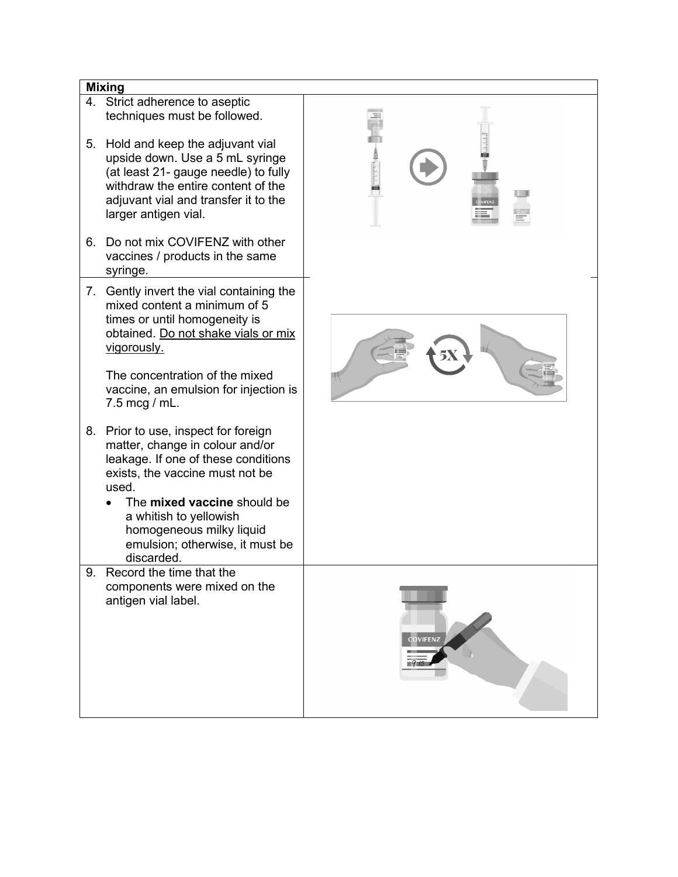| Mixing | |
|---|---|
| 4. Strict adherence to aseptic techniques must be followed.<br><br>5. Hold and keep the adjuvant vial upside down. Use a 5 mL syringe (at least 21- gauge needle) to fully withdraw the entire content of the adjuvant vial and transfer it to the larger antigen vial.<br><br>6. Do not mix COVIFENZ with other vaccines / products in the same syringe. | |
| 7. Gently invert the vial containing the mixed content a minimum of 5 times or until homogeneity is obtained. Do not shake vials or mix vigorously.<br><br>The concentration of the mixed vaccine, an emulsion for injection is 7.5 mcg / mL.<br><br>8. Prior to use, inspect for foreign matter, change in colour and/or leakage. If one of these conditions exists, the vaccine must not be used.<br>• The **mixed vaccine** should be a whitish to yellowish homogeneous milky liquid emulsion; otherwise, it must be discarded. | |
| 9. Record the time that the components were mixed on the antigen vial label. | |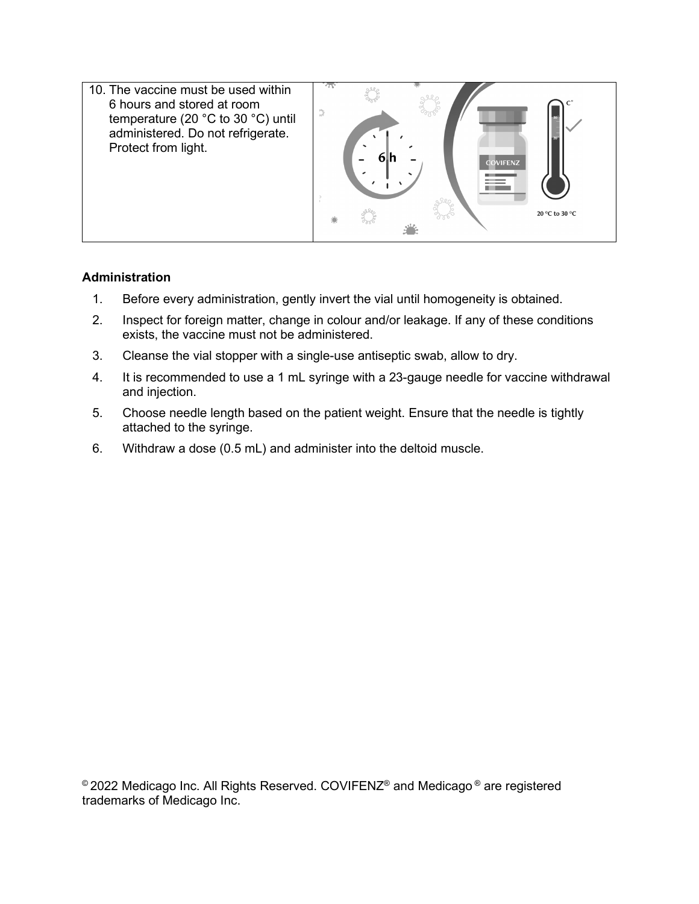| | |
|---|---|
| 10. The vaccine must be used within 6 hours and stored at room temperature (20 °C to 30 °C) until administered. Do not refrigerate. Protect from light. | 6 h<br>COVIFENZ<br>20 °C to 30 °C |

**Administration**

1. Before every administration, gently invert the vial until homogeneity is obtained.
2. Inspect for foreign matter, change in colour and/or leakage. If any of these conditions exists, the vaccine must not be administered.
3. Cleanse the vial stopper with a single-use antiseptic swab, allow to dry.
4. It is recommended to use a 1 mL syringe with a 23-gauge needle for vaccine withdrawal and injection.
5. Choose needle length based on the patient weight. Ensure that the needle is tightly attached to the syringe.
6. Withdraw a dose (0.5 mL) and administer into the deltoid muscle.

© 2022 Medicago Inc. All Rights Reserved. COVIFENZ® and Medicago® are registered trademarks of Medicago Inc.